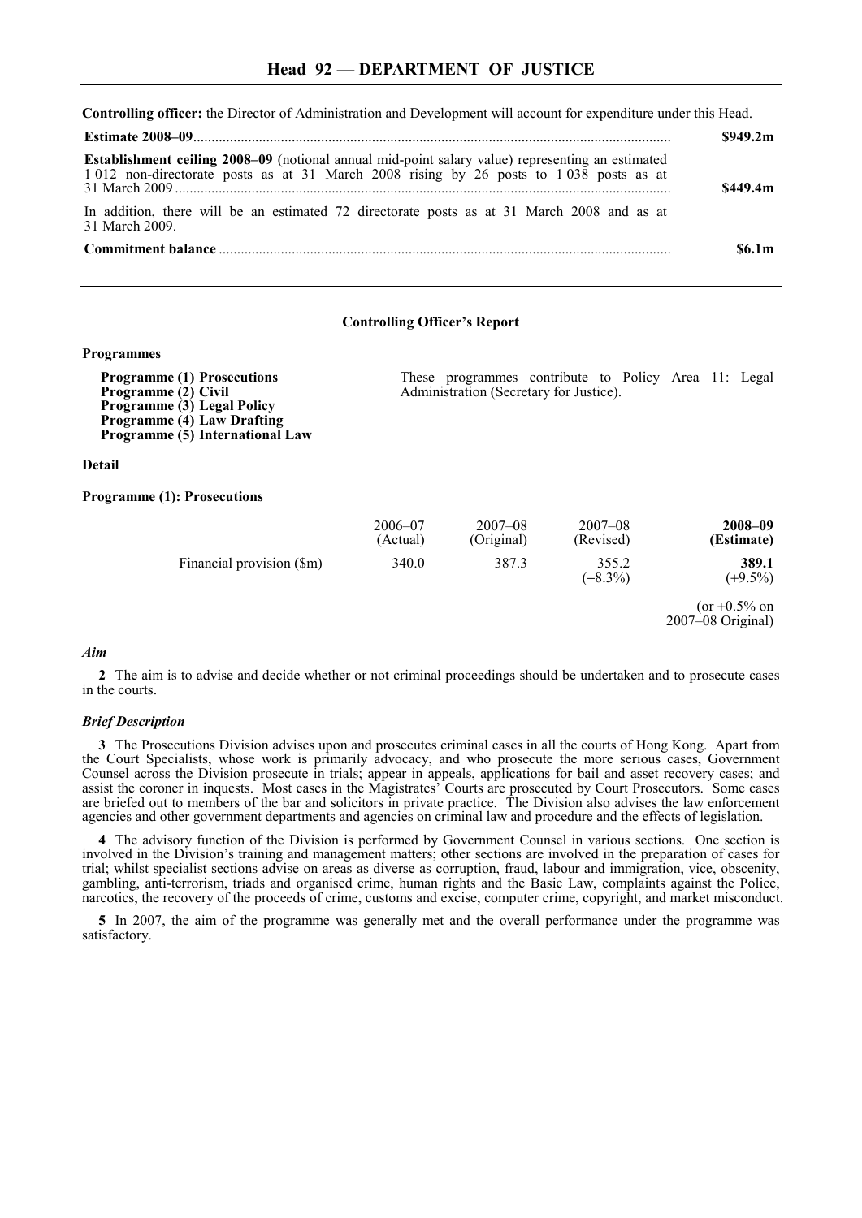# Head 92 — DEPARTMENT OF JUSTICE

**Controlling officer:** the Director of Administration and Development will account for expenditure under this Head.

| | |
|---|---|
| **Estimate 2008–09** | **$949.2m** |
| **Establishment ceiling 2008–09** (notional annual mid-point salary value) representing an estimated 1 012 non-directorate posts as at 31 March 2008 rising by 26 posts to 1 038 posts as at 31 March 2009 | **$449.4m** |
| In addition, there will be an estimated 72 directorate posts as at 31 March 2008 and as at 31 March 2009. | |
| **Commitment balance** | **$6.1m** |

## Controlling Officer's Report

### Programmes

**Programme (1) Prosecutions**
**Programme (2) Civil**
**Programme (3) Legal Policy**
**Programme (4) Law Drafting**
**Programme (5) International Law**

These programmes contribute to Policy Area 11: Legal Administration (Secretary for Justice).

### Detail

### Programme (1): Prosecutions

| | 2006–07 (Actual) | 2007–08 (Original) | 2007–08 (Revised) | **2008–09 (Estimate)** |
|---|---|---|---|---|
| Financial provision ($m) | 340.0 | 387.3 | 355.2 (−8.3%) | **389.1** (+9.5%) |
| | | | | (or +0.5% on 2007–08 Original) |

#### *Aim*

**2** The aim is to advise and decide whether or not criminal proceedings should be undertaken and to prosecute cases in the courts.

#### *Brief Description*

**3** The Prosecutions Division advises upon and prosecutes criminal cases in all the courts of Hong Kong. Apart from the Court Specialists, whose work is primarily advocacy, and who prosecute the more serious cases, Government Counsel across the Division prosecute in trials; appear in appeals, applications for bail and asset recovery cases; and assist the coroner in inquests. Most cases in the Magistrates' Courts are prosecuted by Court Prosecutors. Some cases are briefed out to members of the bar and solicitors in private practice. The Division also advises the law enforcement agencies and other government departments and agencies on criminal law and procedure and the effects of legislation.

**4** The advisory function of the Division is performed by Government Counsel in various sections. One section is involved in the Division's training and management matters; other sections are involved in the preparation of cases for trial; whilst specialist sections advise on areas as diverse as corruption, fraud, labour and immigration, vice, obscenity, gambling, anti-terrorism, triads and organised crime, human rights and the Basic Law, complaints against the Police, narcotics, the recovery of the proceeds of crime, customs and excise, computer crime, copyright, and market misconduct.

**5** In 2007, the aim of the programme was generally met and the overall performance under the programme was satisfactory.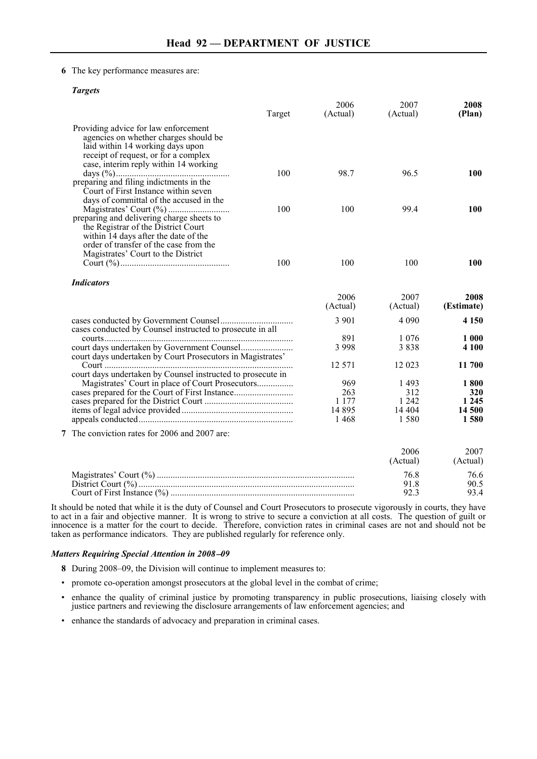**6** The key performance measures are:

***Targets***

| | Target | 2006 (Actual) | 2007 (Actual) | **2008 (Plan)** |
|---|---|---|---|---|
| Providing advice for law enforcement agencies on whether charges should be laid within 14 working days upon receipt of request, or for a complex case, interim reply within 14 working days (%) | 100 | 98.7 | 96.5 | **100** |
| preparing and filing indictments in the Court of First Instance within seven days of committal of the accused in the Magistrates' Court (%) | 100 | 100 | 99.4 | **100** |
| preparing and delivering charge sheets to the Registrar of the District Court within 14 days after the date of the order of transfer of the case from the Magistrates' Court to the District Court (%) | 100 | 100 | 100 | **100** |

***Indicators***

| | 2006 (Actual) | 2007 (Actual) | **2008 (Estimate)** |
|---|---|---|---|
| cases conducted by Government Counsel | 3 901 | 4 090 | **4 150** |
| cases conducted by Counsel instructed to prosecute in all courts | 891 | 1 076 | **1 000** |
| court days undertaken by Government Counsel | 3 998 | 3 838 | **4 100** |
| court days undertaken by Court Prosecutors in Magistrates' Court | 12 571 | 12 023 | **11 700** |
| court days undertaken by Counsel instructed to prosecute in Magistrates' Court in place of Court Prosecutors | 969 | 1 493 | **1 800** |
| cases prepared for the Court of First Instance | 263 | 312 | **320** |
| cases prepared for the District Court | 1 177 | 1 242 | **1 245** |
| items of legal advice provided | 14 895 | 14 404 | **14 500** |
| appeals conducted | 1 468 | 1 580 | **1 580** |

**7** The conviction rates for 2006 and 2007 are:

| | 2006 (Actual) | 2007 (Actual) |
|---|---|---|
| Magistrates' Court (%) | 76.8 | 76.6 |
| District Court (%) | 91.8 | 90.5 |
| Court of First Instance (%) | 92.3 | 93.4 |

It should be noted that while it is the duty of Counsel and Court Prosecutors to prosecute vigorously in courts, they have to act in a fair and objective manner. It is wrong to strive to secure a conviction at all costs. The question of guilt or innocence is a matter for the court to decide. Therefore, conviction rates in criminal cases are not and should not be taken as performance indicators. They are published regularly for reference only.

***Matters Requiring Special Attention in 2008–09***

**8** During 2008–09, the Division will continue to implement measures to:

- promote co-operation amongst prosecutors at the global level in the combat of crime;
- enhance the quality of criminal justice by promoting transparency in public prosecutions, liaising closely with justice partners and reviewing the disclosure arrangements of law enforcement agencies; and
- enhance the standards of advocacy and preparation in criminal cases.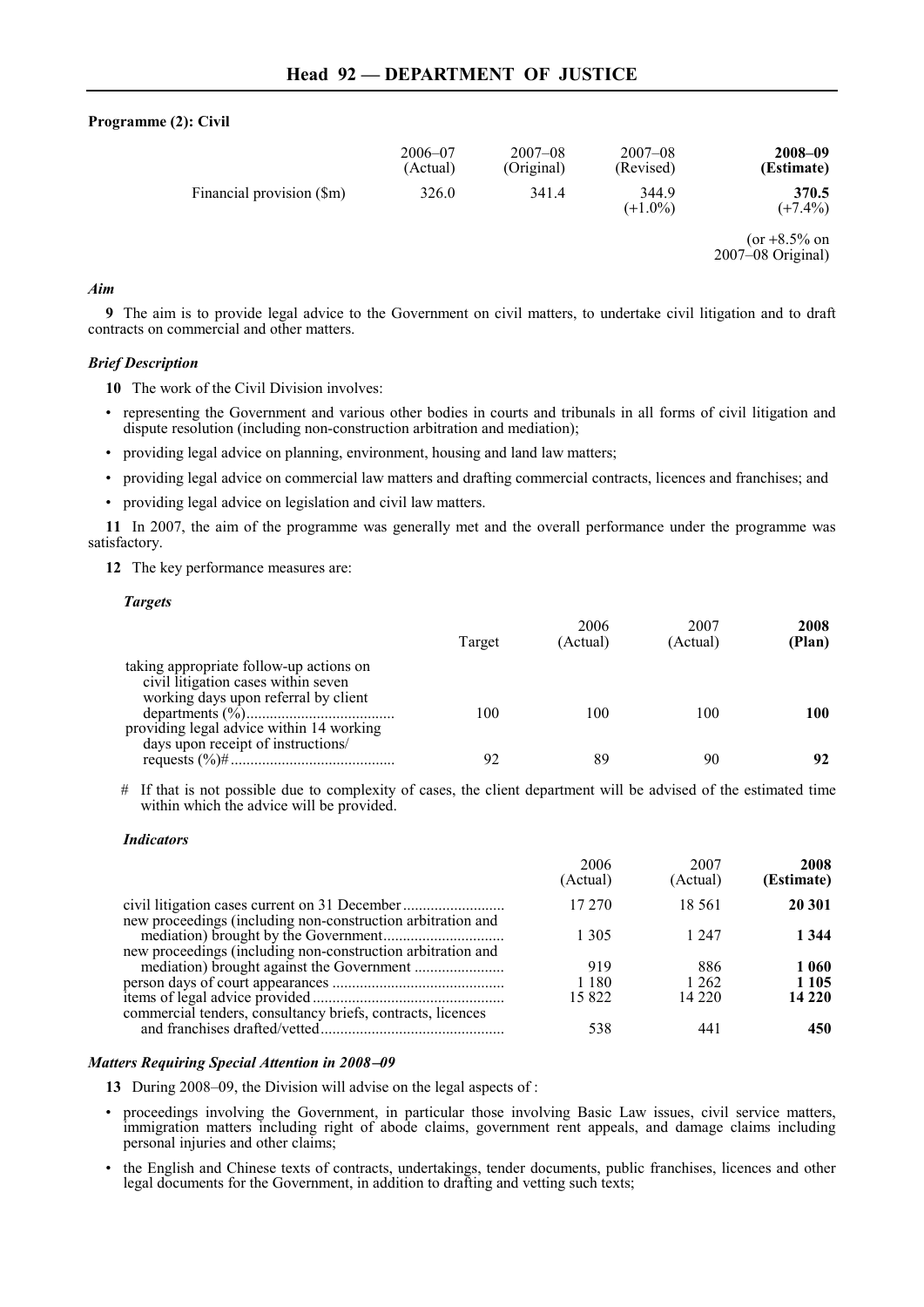## Head 92 — DEPARTMENT OF JUSTICE

**Programme (2): Civil**

| | 2006–07 (Actual) | 2007–08 (Original) | 2007–08 (Revised) | **2008–09 (Estimate)** |
|---|---|---|---|---|
| Financial provision ($m) | 326.0 | 341.4 | 344.9 (+1.0%) | **370.5** (+7.4%) |
| | | | | (or +8.5% on 2007–08 Original) |

### *Aim*

**9** The aim is to provide legal advice to the Government on civil matters, to undertake civil litigation and to draft contracts on commercial and other matters.

### *Brief Description*

**10** The work of the Civil Division involves:

- representing the Government and various other bodies in courts and tribunals in all forms of civil litigation and dispute resolution (including non-construction arbitration and mediation);
- providing legal advice on planning, environment, housing and land law matters;
- providing legal advice on commercial law matters and drafting commercial contracts, licences and franchises; and
- providing legal advice on legislation and civil law matters.

**11** In 2007, the aim of the programme was generally met and the overall performance under the programme was satisfactory.

**12** The key performance measures are:

#### *Targets*

| | Target | 2006 (Actual) | 2007 (Actual) | **2008 (Plan)** |
|---|---|---|---|---|
| taking appropriate follow-up actions on civil litigation cases within seven working days upon referral by client departments (%) | 100 | 100 | 100 | **100** |
| providing legal advice within 14 working days upon receipt of instructions/ requests (%)# | 92 | 89 | 90 | **92** |

\# If that is not possible due to complexity of cases, the client department will be advised of the estimated time within which the advice will be provided.

#### *Indicators*

| | 2006 (Actual) | 2007 (Actual) | **2008 (Estimate)** |
|---|---|---|---|
| civil litigation cases current on 31 December | 17 270 | 18 561 | **20 301** |
| new proceedings (including non-construction arbitration and mediation) brought by the Government | 1 305 | 1 247 | **1 344** |
| new proceedings (including non-construction arbitration and mediation) brought against the Government | 919 | 886 | **1 060** |
| person days of court appearances | 1 180 | 1 262 | **1 105** |
| items of legal advice provided | 15 822 | 14 220 | **14 220** |
| commercial tenders, consultancy briefs, contracts, licences and franchises drafted/vetted | 538 | 441 | **450** |

### *Matters Requiring Special Attention in 2008–09*

**13** During 2008–09, the Division will advise on the legal aspects of :

- proceedings involving the Government, in particular those involving Basic Law issues, civil service matters, immigration matters including right of abode claims, government rent appeals, and damage claims including personal injuries and other claims;
- the English and Chinese texts of contracts, undertakings, tender documents, public franchises, licences and other legal documents for the Government, in addition to drafting and vetting such texts;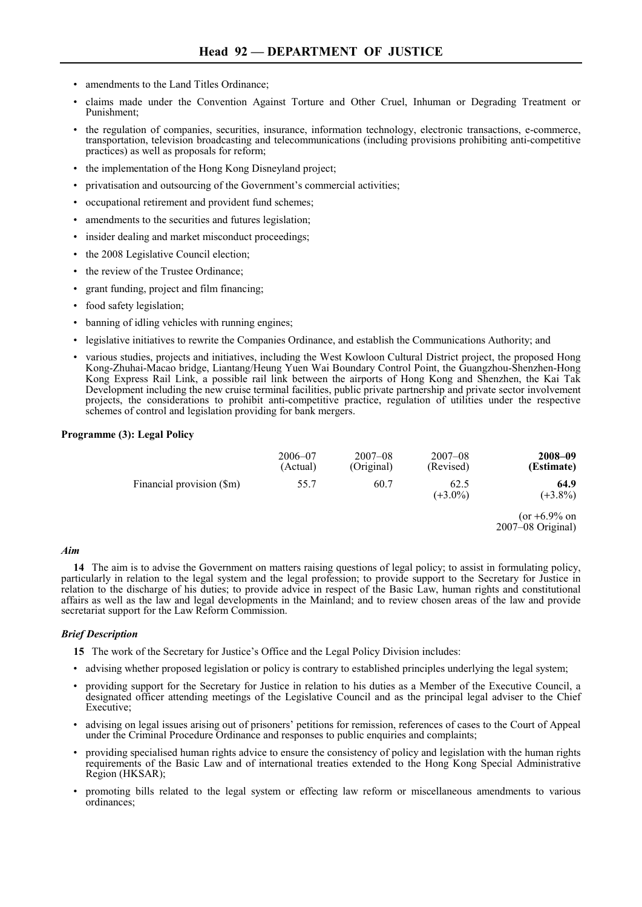- amendments to the Land Titles Ordinance;
- claims made under the Convention Against Torture and Other Cruel, Inhuman or Degrading Treatment or Punishment;
- the regulation of companies, securities, insurance, information technology, electronic transactions, e-commerce, transportation, television broadcasting and telecommunications (including provisions prohibiting anti-competitive practices) as well as proposals for reform;
- the implementation of the Hong Kong Disneyland project;
- privatisation and outsourcing of the Government's commercial activities;
- occupational retirement and provident fund schemes;
- amendments to the securities and futures legislation;
- insider dealing and market misconduct proceedings;
- the 2008 Legislative Council election;
- the review of the Trustee Ordinance;
- grant funding, project and film financing;
- food safety legislation;
- banning of idling vehicles with running engines;
- legislative initiatives to rewrite the Companies Ordinance, and establish the Communications Authority; and
- various studies, projects and initiatives, including the West Kowloon Cultural District project, the proposed Hong Kong-Zhuhai-Macao bridge, Liantang/Heung Yuen Wai Boundary Control Point, the Guangzhou-Shenzhen-Hong Kong Express Rail Link, a possible rail link between the airports of Hong Kong and Shenzhen, the Kai Tak Development including the new cruise terminal facilities, public private partnership and private sector involvement projects, the considerations to prohibit anti-competitive practice, regulation of utilities under the respective schemes of control and legislation providing for bank mergers.

**Programme (3): Legal Policy**

| | 2006–07 (Actual) | 2007–08 (Original) | 2007–08 (Revised) | **2008–09 (Estimate)** |
|---|---|---|---|---|
| Financial provision ($m) | 55.7 | 60.7 | 62.5 (+3.0%) | **64.9** (+3.8%) |
| | | | | (or +6.9% on 2007–08 Original) |

***Aim***

**14** The aim is to advise the Government on matters raising questions of legal policy; to assist in formulating policy, particularly in relation to the legal system and the legal profession; to provide support to the Secretary for Justice in relation to the discharge of his duties; to provide advice in respect of the Basic Law, human rights and constitutional affairs as well as the law and legal developments in the Mainland; and to review chosen areas of the law and provide secretariat support for the Law Reform Commission.

***Brief Description***

**15** The work of the Secretary for Justice's Office and the Legal Policy Division includes:

- advising whether proposed legislation or policy is contrary to established principles underlying the legal system;
- providing support for the Secretary for Justice in relation to his duties as a Member of the Executive Council, a designated officer attending meetings of the Legislative Council and as the principal legal adviser to the Chief Executive;
- advising on legal issues arising out of prisoners' petitions for remission, references of cases to the Court of Appeal under the Criminal Procedure Ordinance and responses to public enquiries and complaints;
- providing specialised human rights advice to ensure the consistency of policy and legislation with the human rights requirements of the Basic Law and of international treaties extended to the Hong Kong Special Administrative Region (HKSAR);
- promoting bills related to the legal system or effecting law reform or miscellaneous amendments to various ordinances;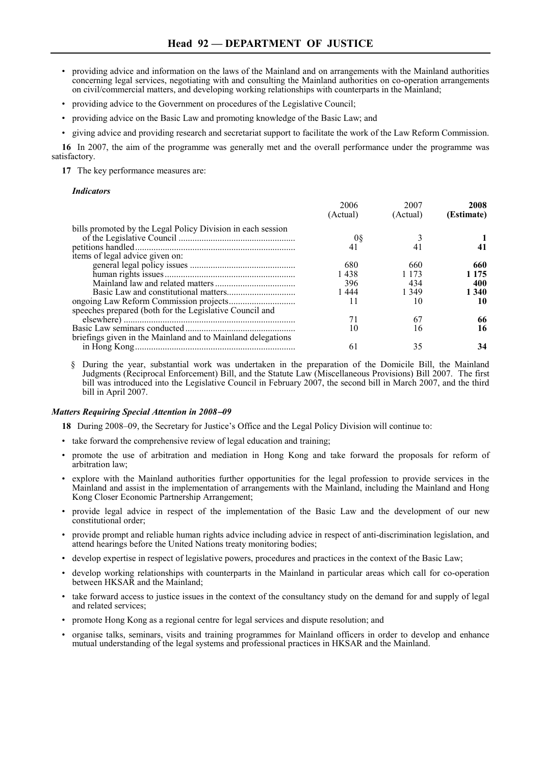- providing advice and information on the laws of the Mainland and on arrangements with the Mainland authorities concerning legal services, negotiating with and consulting the Mainland authorities on co-operation arrangements on civil/commercial matters, and developing working relationships with counterparts in the Mainland;
- providing advice to the Government on procedures of the Legislative Council;
- providing advice on the Basic Law and promoting knowledge of the Basic Law; and
- giving advice and providing research and secretariat support to facilitate the work of the Law Reform Commission.

**16** In 2007, the aim of the programme was generally met and the overall performance under the programme was satisfactory.

**17** The key performance measures are:

***Indicators***

| | 2006 (Actual) | 2007 (Actual) | **2008 (Estimate)** |
|---|---|---|---|
| bills promoted by the Legal Policy Division in each session of the Legislative Council | 0§ | 3 | **1** |
| petitions handled | 41 | 41 | **41** |
| items of legal advice given on: | | | |
| general legal policy issues | 680 | 660 | **660** |
| human rights issues | 1 438 | 1 173 | **1 175** |
| Mainland law and related matters | 396 | 434 | **400** |
| Basic Law and constitutional matters | 1 444 | 1 349 | **1 340** |
| ongoing Law Reform Commission projects | 11 | 10 | **10** |
| speeches prepared (both for the Legislative Council and elsewhere) | 71 | 67 | **66** |
| Basic Law seminars conducted | 10 | 16 | **16** |
| briefings given in the Mainland and to Mainland delegations in Hong Kong | 61 | 35 | **34** |

§ During the year, substantial work was undertaken in the preparation of the Domicile Bill, the Mainland Judgments (Reciprocal Enforcement) Bill, and the Statute Law (Miscellaneous Provisions) Bill 2007. The first bill was introduced into the Legislative Council in February 2007, the second bill in March 2007, and the third bill in April 2007.

### *Matters Requiring Special Attention in 2008–09*

**18** During 2008–09, the Secretary for Justice's Office and the Legal Policy Division will continue to:

- take forward the comprehensive review of legal education and training;
- promote the use of arbitration and mediation in Hong Kong and take forward the proposals for reform of arbitration law;
- explore with the Mainland authorities further opportunities for the legal profession to provide services in the Mainland and assist in the implementation of arrangements with the Mainland, including the Mainland and Hong Kong Closer Economic Partnership Arrangement;
- provide legal advice in respect of the implementation of the Basic Law and the development of our new constitutional order;
- provide prompt and reliable human rights advice including advice in respect of anti-discrimination legislation, and attend hearings before the United Nations treaty monitoring bodies;
- develop expertise in respect of legislative powers, procedures and practices in the context of the Basic Law;
- develop working relationships with counterparts in the Mainland in particular areas which call for co-operation between HKSAR and the Mainland;
- take forward access to justice issues in the context of the consultancy study on the demand for and supply of legal and related services;
- promote Hong Kong as a regional centre for legal services and dispute resolution; and
- organise talks, seminars, visits and training programmes for Mainland officers in order to develop and enhance mutual understanding of the legal systems and professional practices in HKSAR and the Mainland.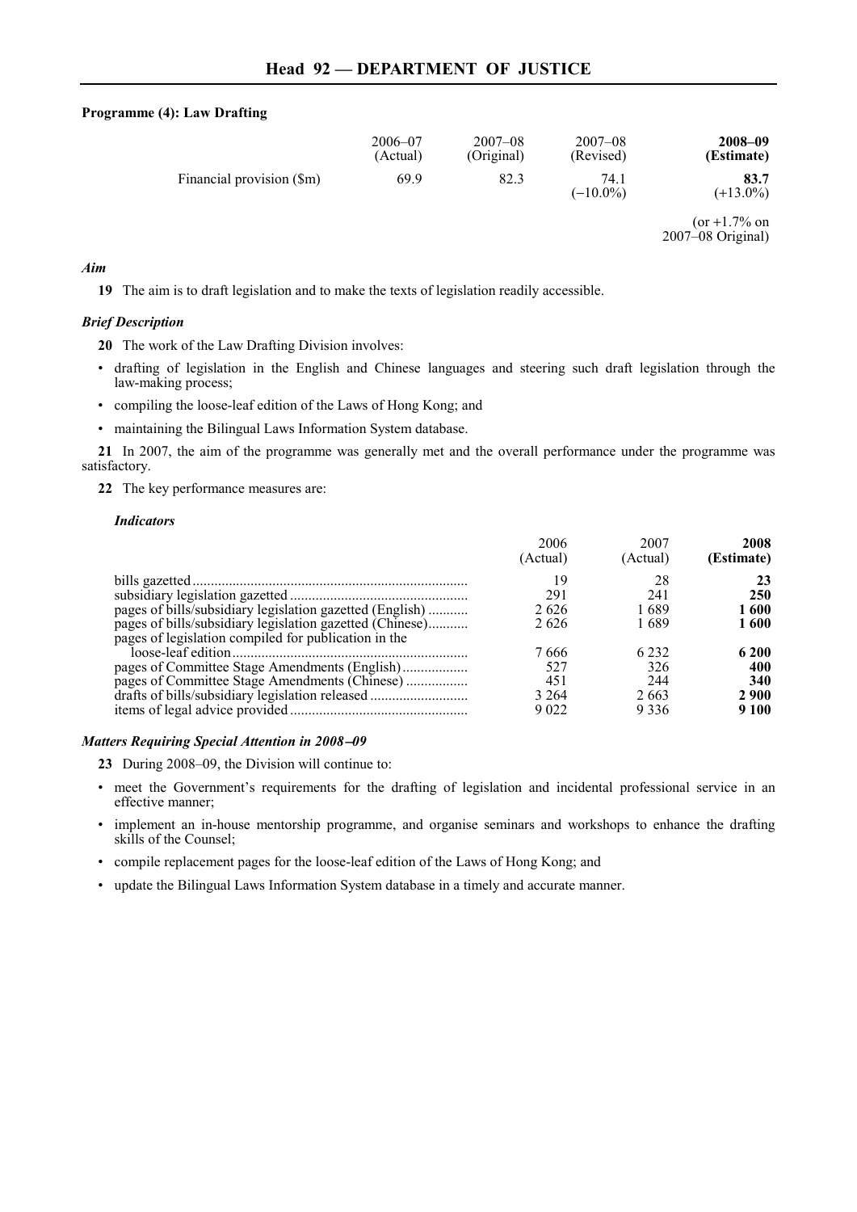## Head 92 — DEPARTMENT OF JUSTICE

**Programme (4): Law Drafting**

| | 2006–07 (Actual) | 2007–08 (Original) | 2007–08 (Revised) | **2008–09 (Estimate)** |
|---|---|---|---|---|
| Financial provision ($m) | 69.9 | 82.3 | 74.1 (−10.0%) | **83.7** (+13.0%) |
| | | | | (or +1.7% on 2007–08 Original) |

### *Aim*

**19** The aim is to draft legislation and to make the texts of legislation readily accessible.

### *Brief Description*

**20** The work of the Law Drafting Division involves:

- drafting of legislation in the English and Chinese languages and steering such draft legislation through the law-making process;
- compiling the loose-leaf edition of the Laws of Hong Kong; and
- maintaining the Bilingual Laws Information System database.

**21** In 2007, the aim of the programme was generally met and the overall performance under the programme was satisfactory.

**22** The key performance measures are:

#### *Indicators*

| | 2006 (Actual) | 2007 (Actual) | **2008 (Estimate)** |
|---|---|---|---|
| bills gazetted | 19 | 28 | **23** |
| subsidiary legislation gazetted | 291 | 241 | **250** |
| pages of bills/subsidiary legislation gazetted (English) | 2 626 | 1 689 | **1 600** |
| pages of bills/subsidiary legislation gazetted (Chinese) | 2 626 | 1 689 | **1 600** |
| pages of legislation compiled for publication in the loose-leaf edition | 7 666 | 6 232 | **6 200** |
| pages of Committee Stage Amendments (English) | 527 | 326 | **400** |
| pages of Committee Stage Amendments (Chinese) | 451 | 244 | **340** |
| drafts of bills/subsidiary legislation released | 3 264 | 2 663 | **2 900** |
| items of legal advice provided | 9 022 | 9 336 | **9 100** |

### *Matters Requiring Special Attention in 2008–09*

**23** During 2008–09, the Division will continue to:

- meet the Government's requirements for the drafting of legislation and incidental professional service in an effective manner;
- implement an in-house mentorship programme, and organise seminars and workshops to enhance the drafting skills of the Counsel;
- compile replacement pages for the loose-leaf edition of the Laws of Hong Kong; and
- update the Bilingual Laws Information System database in a timely and accurate manner.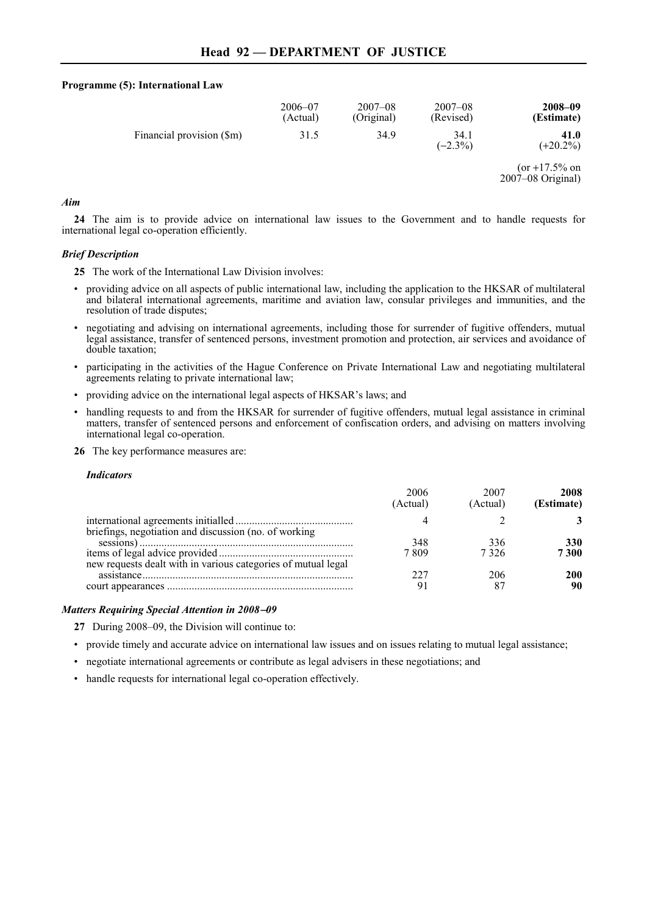## Programme (5): International Law

| | 2006–07 (Actual) | 2007–08 (Original) | 2007–08 (Revised) | **2008–09 (Estimate)** |
|---|---|---|---|---|
| Financial provision ($m) | 31.5 | 34.9 | 34.1 (–2.3%) | **41.0** (+20.2%) |
| | | | | (or +17.5% on 2007–08 Original) |

### *Aim*

**24** The aim is to provide advice on international law issues to the Government and to handle requests for international legal co-operation efficiently.

### *Brief Description*

**25** The work of the International Law Division involves:

- providing advice on all aspects of public international law, including the application to the HKSAR of multilateral and bilateral international agreements, maritime and aviation law, consular privileges and immunities, and the resolution of trade disputes;
- negotiating and advising on international agreements, including those for surrender of fugitive offenders, mutual legal assistance, transfer of sentenced persons, investment promotion and protection, air services and avoidance of double taxation;
- participating in the activities of the Hague Conference on Private International Law and negotiating multilateral agreements relating to private international law;
- providing advice on the international legal aspects of HKSAR's laws; and
- handling requests to and from the HKSAR for surrender of fugitive offenders, mutual legal assistance in criminal matters, transfer of sentenced persons and enforcement of confiscation orders, and advising on matters involving international legal co-operation.

**26** The key performance measures are:

*Indicators*

| | 2006 (Actual) | 2007 (Actual) | **2008 (Estimate)** |
|---|---|---|---|
| international agreements initialled | 4 | 2 | **3** |
| briefings, negotiation and discussion (no. of working sessions) | 348 | 336 | **330** |
| items of legal advice provided | 7 809 | 7 326 | **7 300** |
| new requests dealt with in various categories of mutual legal assistance | 227 | 206 | **200** |
| court appearances | 91 | 87 | **90** |

### *Matters Requiring Special Attention in 2008–09*

**27** During 2008–09, the Division will continue to:

- provide timely and accurate advice on international law issues and on issues relating to mutual legal assistance;
- negotiate international agreements or contribute as legal advisers in these negotiations; and
- handle requests for international legal co-operation effectively.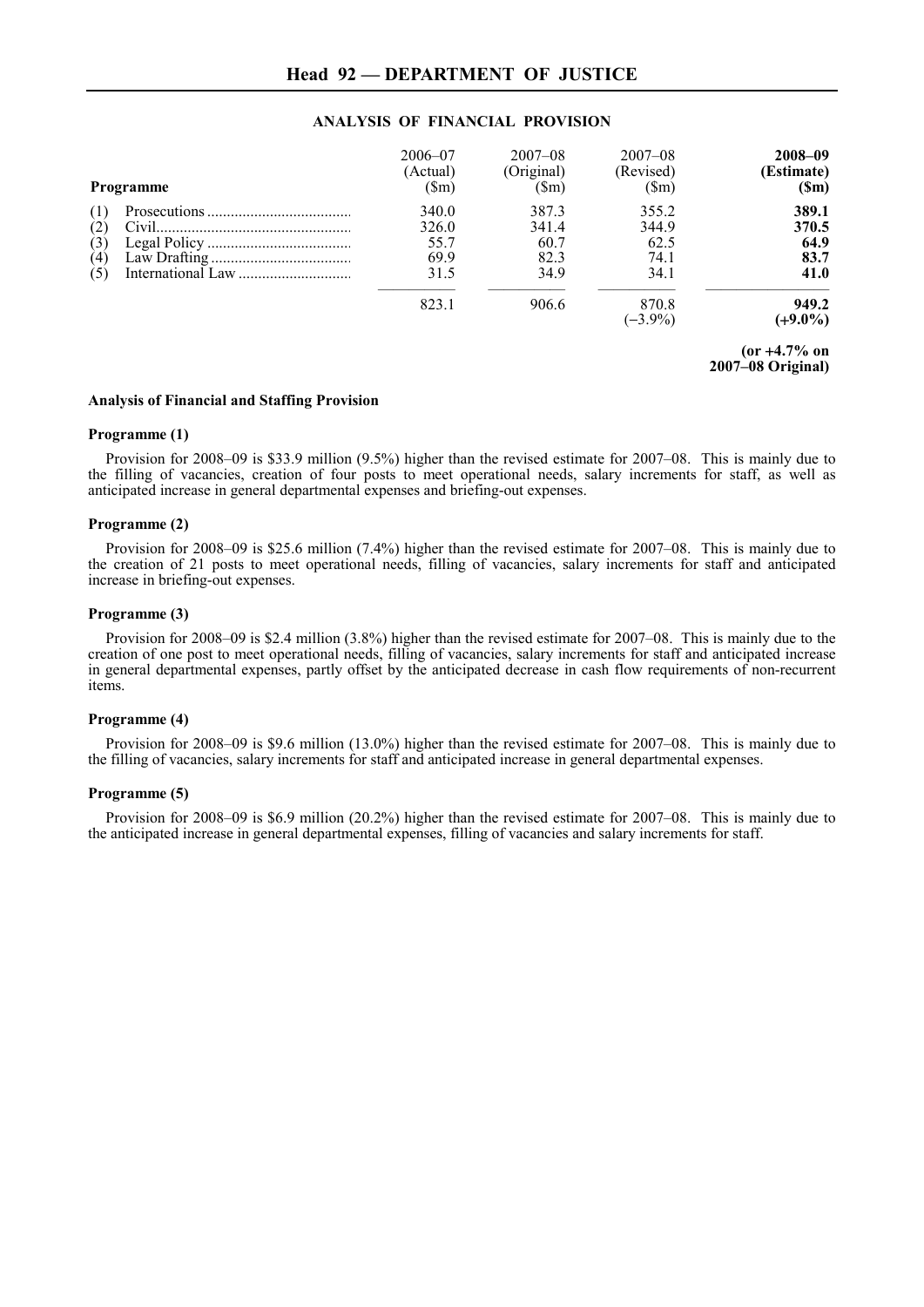## Head 92 — DEPARTMENT OF JUSTICE

### ANALYSIS OF FINANCIAL PROVISION

| Programme | 2006–07 (Actual) ($m) | 2007–08 (Original) ($m) | 2007–08 (Revised) ($m) | **2008–09 (Estimate) ($m)** |
|---|---|---|---|---|
| (1) Prosecutions | 340.0 | 387.3 | 355.2 | **389.1** |
| (2) Civil | 326.0 | 341.4 | 344.9 | **370.5** |
| (3) Legal Policy | 55.7 | 60.7 | 62.5 | **64.9** |
| (4) Law Drafting | 69.9 | 82.3 | 74.1 | **83.7** |
| (5) International Law | 31.5 | 34.9 | 34.1 | **41.0** |
| | 823.1 | 906.6 | 870.8 (−3.9%) | **949.2 (+9.0%)** |
| | | | | **(or +4.7% on 2007–08 Original)** |

#### Analysis of Financial and Staffing Provision

**Programme (1)**

Provision for 2008–09 is $33.9 million (9.5%) higher than the revised estimate for 2007–08. This is mainly due to the filling of vacancies, creation of four posts to meet operational needs, salary increments for staff, as well as anticipated increase in general departmental expenses and briefing-out expenses.

**Programme (2)**

Provision for 2008–09 is $25.6 million (7.4%) higher than the revised estimate for 2007–08. This is mainly due to the creation of 21 posts to meet operational needs, filling of vacancies, salary increments for staff and anticipated increase in briefing-out expenses.

**Programme (3)**

Provision for 2008–09 is $2.4 million (3.8%) higher than the revised estimate for 2007–08. This is mainly due to the creation of one post to meet operational needs, filling of vacancies, salary increments for staff and anticipated increase in general departmental expenses, partly offset by the anticipated decrease in cash flow requirements of non-recurrent items.

**Programme (4)**

Provision for 2008–09 is $9.6 million (13.0%) higher than the revised estimate for 2007–08. This is mainly due to the filling of vacancies, salary increments for staff and anticipated increase in general departmental expenses.

**Programme (5)**

Provision for 2008–09 is $6.9 million (20.2%) higher than the revised estimate for 2007–08. This is mainly due to the anticipated increase in general departmental expenses, filling of vacancies and salary increments for staff.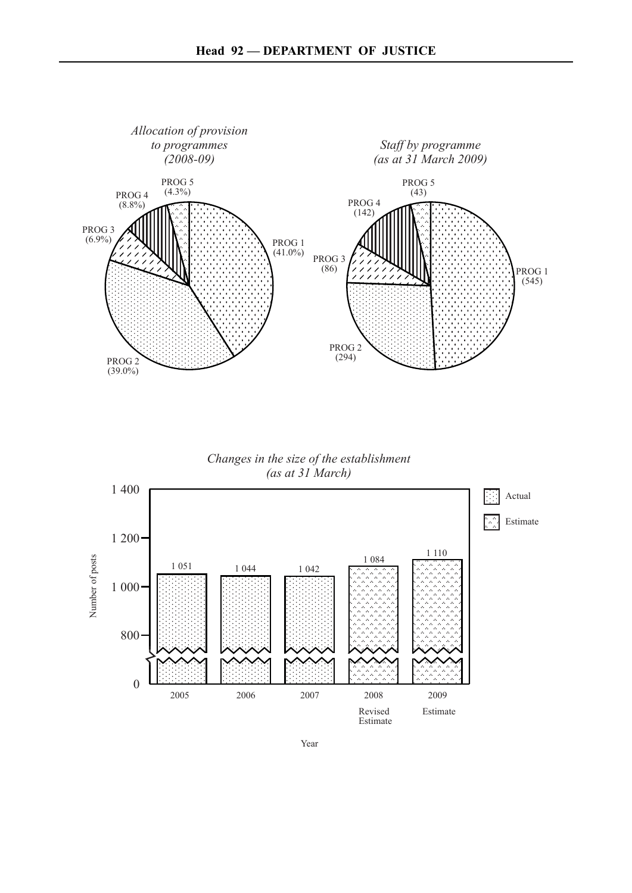## Head 92 — DEPARTMENT OF JUSTICE

*Allocation of provision to programmes (2008-09)*

| Programme | Percentage |
|---|---|
| PROG 1 | 41.0% |
| PROG 2 | 39.0% |
| PROG 3 | 6.9% |
| PROG 4 | 8.8% |
| PROG 5 | 4.3% |

*Staff by programme (as at 31 March 2009)*

| Programme | Staff |
|---|---|
| PROG 1 | 545 |
| PROG 2 | 294 |
| PROG 3 | 86 |
| PROG 4 | 142 |
| PROG 5 | 43 |

*Changes in the size of the establishment (as at 31 March)*

| Year | Number of posts | |
|---|---|---|
| 2005 | 1 051 | Actual |
| 2006 | 1 044 | Actual |
| 2007 | 1 042 | Actual |
| 2008 Revised Estimate | 1 084 | Estimate |
| 2009 Estimate | 1 110 | Estimate |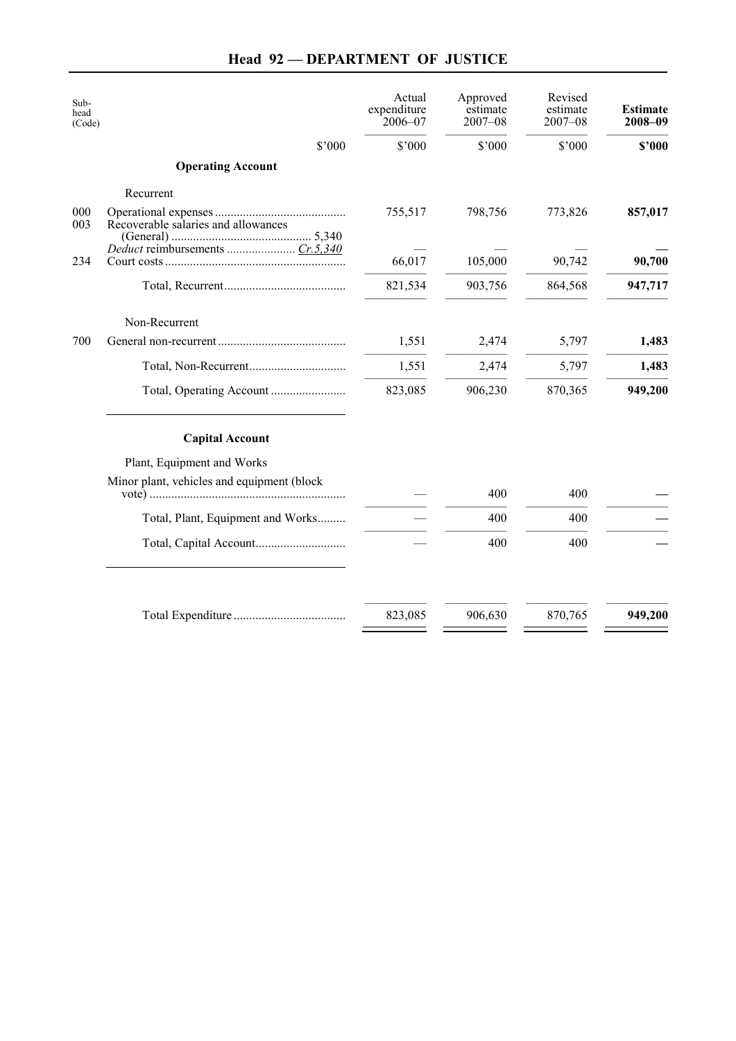## Head 92 — DEPARTMENT OF JUSTICE

| Sub-head (Code) | | Actual expenditure 2006–07 | Approved estimate 2007–08 | Revised estimate 2007–08 | **Estimate 2008–09** |
|---|---|---|---|---|---|
| | $'000 | $'000 | $'000 | $'000 | **$'000** |
| | **Operating Account** | | | | |
| | Recurrent | | | | |
| 000 | Operational expenses | 755,517 | 798,756 | 773,826 | **857,017** |
| 003 | Recoverable salaries and allowances (General) ... 5,340 *Deduct* reimbursements ... *Cr.5,340* | — | — | — | **—** |
| 234 | Court costs | 66,017 | 105,000 | 90,742 | **90,700** |
| | Total, Recurrent | 821,534 | 903,756 | 864,568 | **947,717** |
| | Non-Recurrent | | | | |
| 700 | General non-recurrent | 1,551 | 2,474 | 5,797 | **1,483** |
| | Total, Non-Recurrent | 1,551 | 2,474 | 5,797 | **1,483** |
| | Total, Operating Account | 823,085 | 906,230 | 870,365 | **949,200** |
| | **Capital Account** | | | | |
| | Plant, Equipment and Works | | | | |
| | Minor plant, vehicles and equipment (block vote) | — | 400 | 400 | **—** |
| | Total, Plant, Equipment and Works | — | 400 | 400 | **—** |
| | Total, Capital Account | — | 400 | 400 | **—** |
| | Total Expenditure | 823,085 | 906,630 | 870,765 | **949,200** |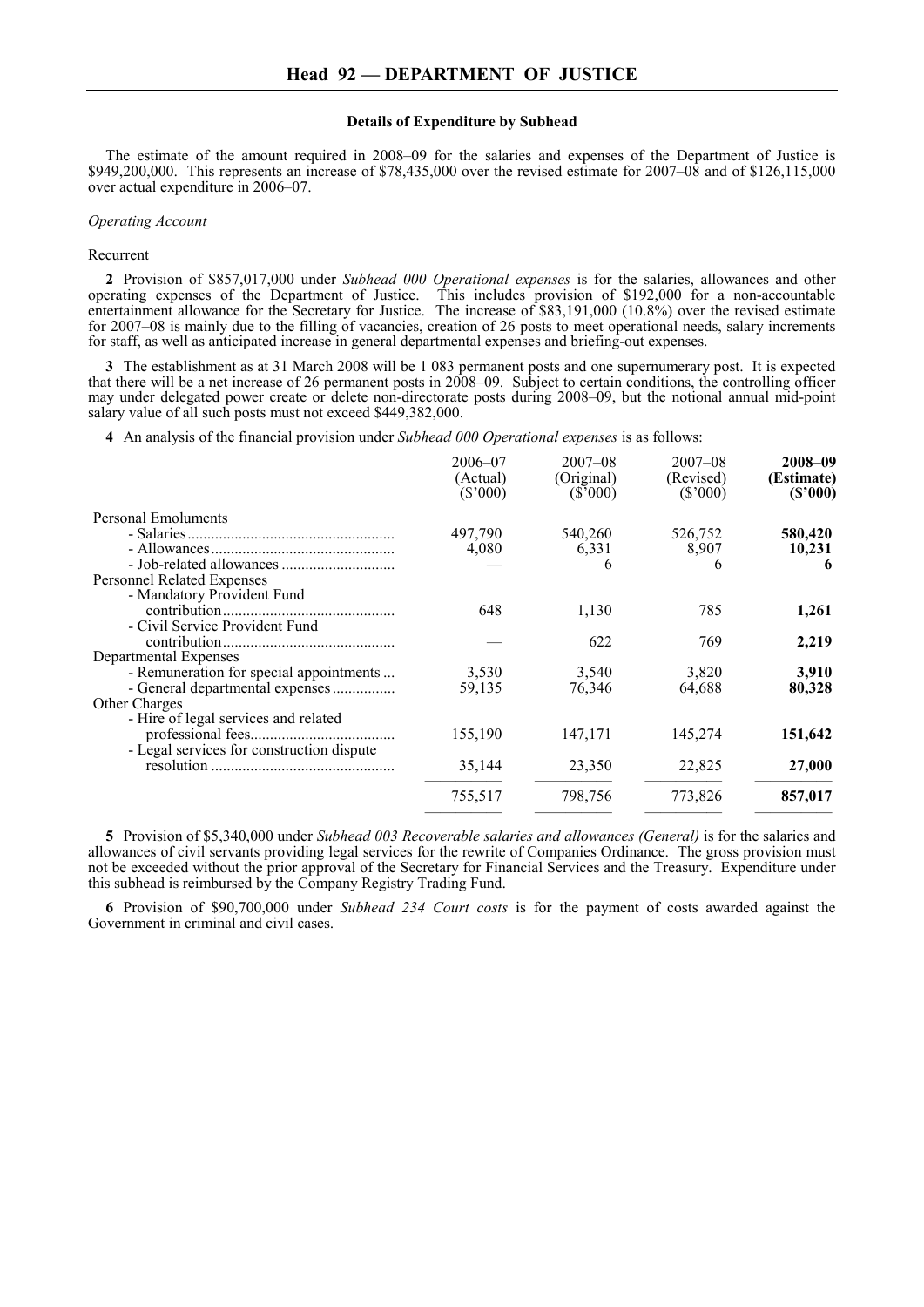## Head 92 — DEPARTMENT OF JUSTICE

### Details of Expenditure by Subhead

The estimate of the amount required in 2008–09 for the salaries and expenses of the Department of Justice is $949,200,000. This represents an increase of $78,435,000 over the revised estimate for 2007–08 and of $126,115,000 over actual expenditure in 2006–07.

*Operating Account*

Recurrent

**2** Provision of $857,017,000 under *Subhead 000 Operational expenses* is for the salaries, allowances and other operating expenses of the Department of Justice. This includes provision of $192,000 for a non-accountable entertainment allowance for the Secretary for Justice. The increase of $83,191,000 (10.8%) over the revised estimate for 2007–08 is mainly due to the filling of vacancies, creation of 26 posts to meet operational needs, salary increments for staff, as well as anticipated increase in general departmental expenses and briefing-out expenses.

**3** The establishment as at 31 March 2008 will be 1 083 permanent posts and one supernumerary post. It is expected that there will be a net increase of 26 permanent posts in 2008–09. Subject to certain conditions, the controlling officer may under delegated power create or delete non-directorate posts during 2008–09, but the notional annual mid-point salary value of all such posts must not exceed $449,382,000.

**4** An analysis of the financial provision under *Subhead 000 Operational expenses* is as follows:

| | 2006–07 (Actual) ($'000) | 2007–08 (Original) ($'000) | 2007–08 (Revised) ($'000) | **2008–09 (Estimate) ($'000)** |
|---|---|---|---|---|
| Personal Emoluments | | | | |
| - Salaries | 497,790 | 540,260 | 526,752 | **580,420** |
| - Allowances | 4,080 | 6,331 | 8,907 | **10,231** |
| - Job-related allowances | — | 6 | 6 | **6** |
| Personnel Related Expenses | | | | |
| - Mandatory Provident Fund contribution | 648 | 1,130 | 785 | **1,261** |
| - Civil Service Provident Fund contribution | — | 622 | 769 | **2,219** |
| Departmental Expenses | | | | |
| - Remuneration for special appointments | 3,530 | 3,540 | 3,820 | **3,910** |
| - General departmental expenses | 59,135 | 76,346 | 64,688 | **80,328** |
| Other Charges | | | | |
| - Hire of legal services and related professional fees | 155,190 | 147,171 | 145,274 | **151,642** |
| - Legal services for construction dispute resolution | 35,144 | 23,350 | 22,825 | **27,000** |
| | 755,517 | 798,756 | 773,826 | **857,017** |

**5** Provision of $5,340,000 under *Subhead 003 Recoverable salaries and allowances (General)* is for the salaries and allowances of civil servants providing legal services for the rewrite of Companies Ordinance. The gross provision must not be exceeded without the prior approval of the Secretary for Financial Services and the Treasury. Expenditure under this subhead is reimbursed by the Company Registry Trading Fund.

**6** Provision of $90,700,000 under *Subhead 234 Court costs* is for the payment of costs awarded against the Government in criminal and civil cases.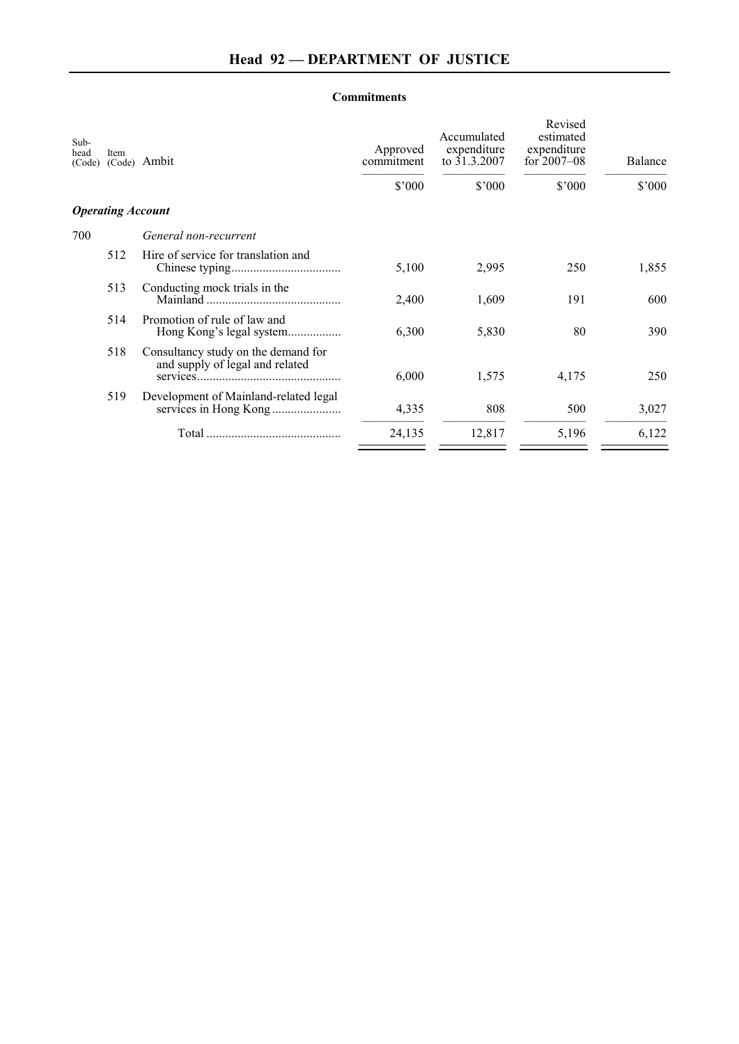# Head 92 — DEPARTMENT OF JUSTICE

**Commitments**

| Sub-head (Code) | Item (Code) | Ambit | Approved commitment | Accumulated expenditure to 31.3.2007 | Revised estimated expenditure for 2007–08 | Balance |
|---|---|---|---|---|---|---|
| | | | $'000 | $'000 | $'000 | $'000 |
| ***Operating Account*** | | | | | | |
| 700 | | *General non-recurrent* | | | | |
| | 512 | Hire of service for translation and Chinese typing | 5,100 | 2,995 | 250 | 1,855 |
| | 513 | Conducting mock trials in the Mainland | 2,400 | 1,609 | 191 | 600 |
| | 514 | Promotion of rule of law and Hong Kong's legal system | 6,300 | 5,830 | 80 | 390 |
| | 518 | Consultancy study on the demand for and supply of legal and related services | 6,000 | 1,575 | 4,175 | 250 |
| | 519 | Development of Mainland-related legal services in Hong Kong | 4,335 | 808 | 500 | 3,027 |
| | | Total | 24,135 | 12,817 | 5,196 | 6,122 |